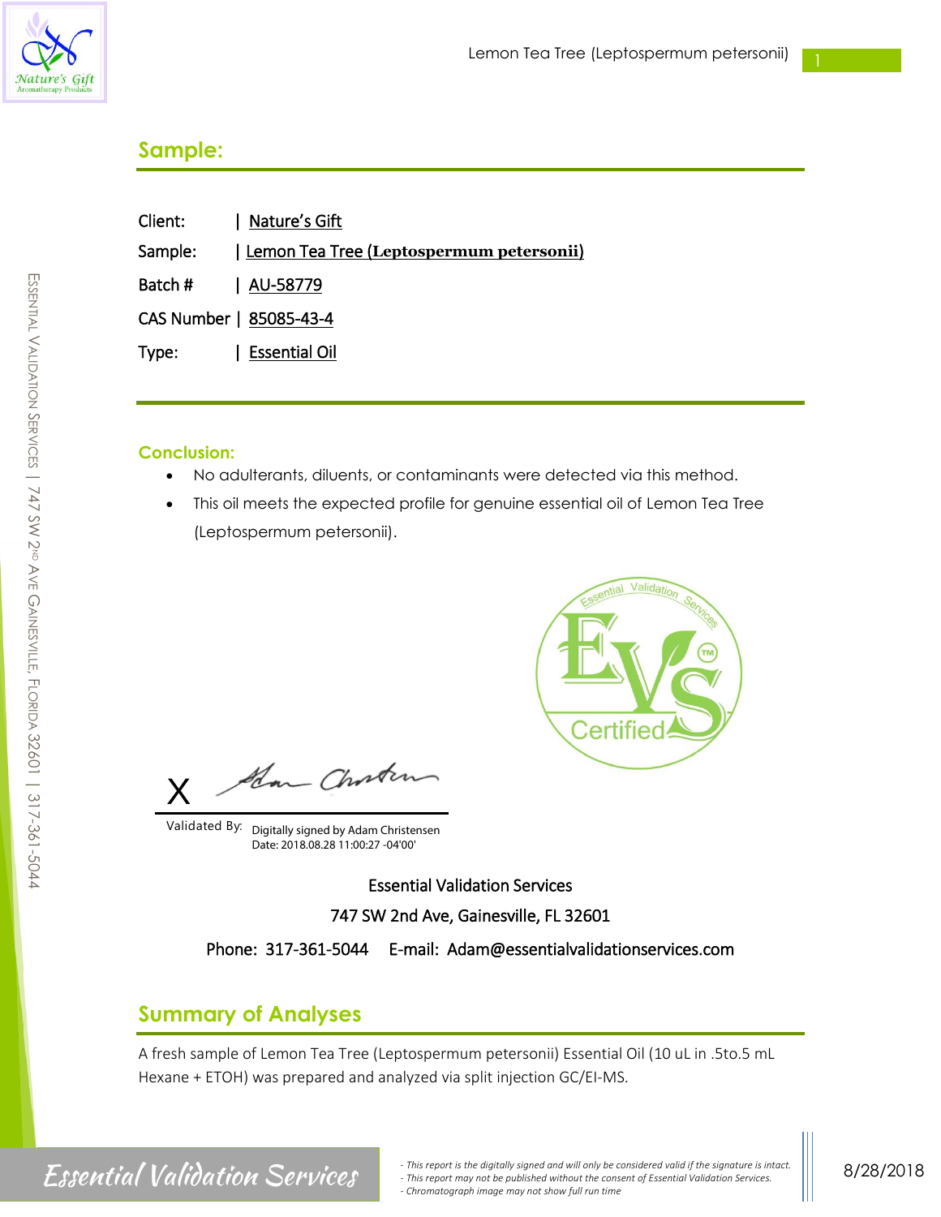## Sample:

Client: | Nature's Gift

Sample: | Lemon Tea Tree (**Leptospermum petersonii**)

Batch # | AU-58779

CAS Number | 85085-43-4

Type: | Essential Oil

### Conclusion:

- No adulterants, diluents, or contaminants were detected via this method.
- This oil meets the expected profile for genuine essential oil of Lemon Tea Tree (Leptospermum petersonii).

EVS Certified

X

Validated By: Digitally signed by Adam Christensen
Date: 2018.08.28 11:00:27 -04'00'

Essential Validation Services

747 SW 2nd Ave, Gainesville, FL 32601

Phone: 317-361-5044 E-mail: Adam@essentialvalidationservices.com

## Summary of Analyses

A fresh sample of Lemon Tea Tree (Leptospermum petersonii) Essential Oil (10 uL in .5to.5 mL Hexane + ETOH) was prepared and analyzed via split injection GC/EI-MS.

*- This report is the digitally signed and will only be considered valid if the signature is intact.*
*- This report may not be published without the consent of Essential Validation Services.*
*- Chromatograph image may not show full run time*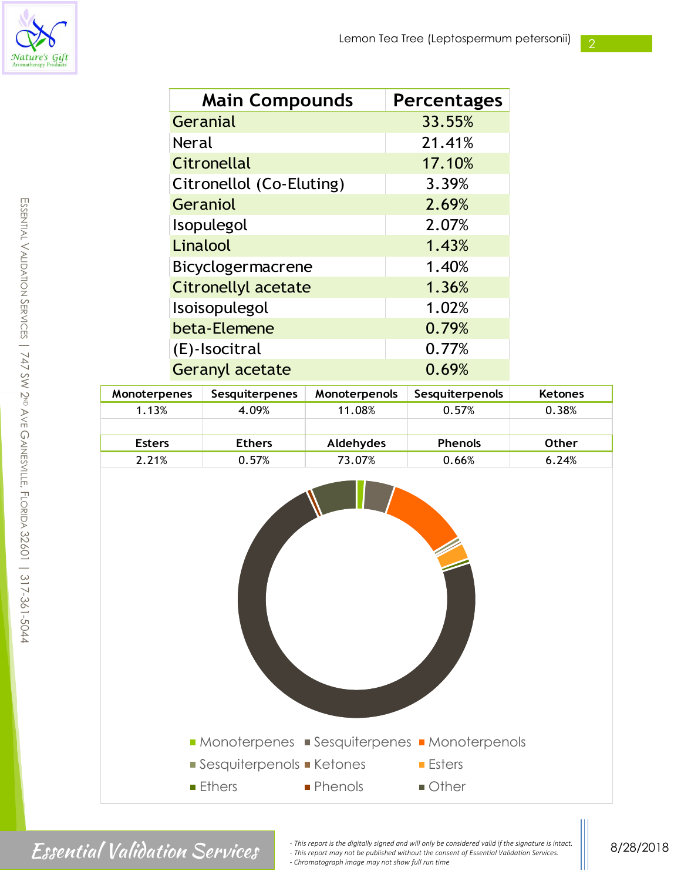| Main Compounds | Percentages |
|---|---|
| Geranial | 33.55% |
| Neral | 21.41% |
| Citronellal | 17.10% |
| Citronellol (Co-Eluting) | 3.39% |
| Geraniol | 2.69% |
| Isopulegol | 2.07% |
| Linalool | 1.43% |
| Bicyclogermacrene | 1.40% |
| Citronellyl acetate | 1.36% |
| Isoisopulegol | 1.02% |
| beta-Elemene | 0.79% |
| (E)-Isocitral | 0.77% |
| Geranyl acetate | 0.69% |

| Monoterpenes | Sesquiterpenes | Monoterpenols | Sesquiterpenols | Ketones |
|---|---|---|---|---|
| 1.13% | 4.09% | 11.08% | 0.57% | 0.38% |

| Esters | Ethers | Aldehydes | Phenols | Other |
|---|---|---|---|---|
| 2.21% | 0.57% | 73.07% | 0.66% | 6.24% |

Monoterpenes ■ Sesquiterpenes ■ Monoterpenols ■ Sesquiterpenols ■ Ketones ■ Esters ■ Ethers ■ Phenols ■ Other

- *This report is the digitally signed and will only be considered valid if the signature is intact.*
- *This report may not be published without the consent of Essential Validation Services.*
- *Chromatograph image may not show full run time*

8/28/2018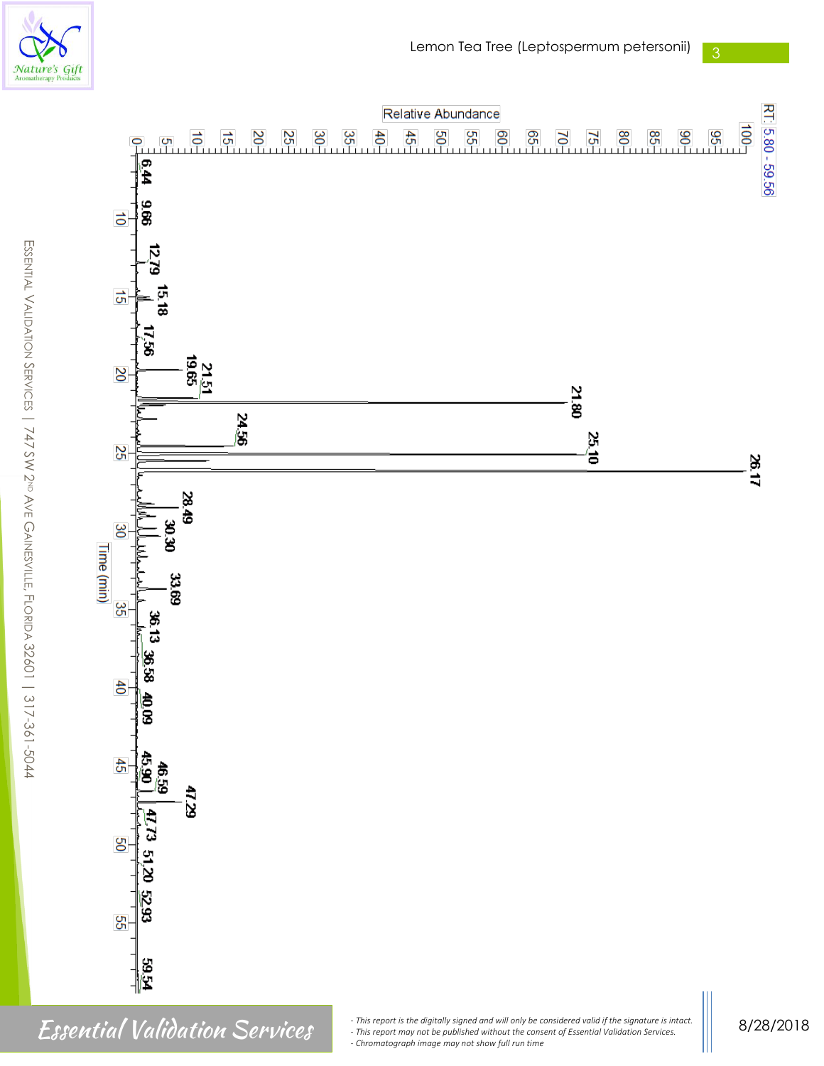Lemon Tea Tree (Leptospermum petersonii)

RT: 5.80 - 59.56

Relative Abundance

Time (min)

6.44, 9.66, 12.79, 15.18, 17.56, 19.65, 21.51, 21.80, 24.56, 25.10, 26.17, 28.49, 30.30, 33.69, 36.13, 36.58, 40.09, 45.90, 46.59, 47.29, 47.73, 51.20, 52.93, 59.54

- This report is the digitally signed and will only be considered valid if the signature is intact.
- This report may not be published without the consent of Essential Validation Services.
- Chromatograph image may not show full run time

8/28/2018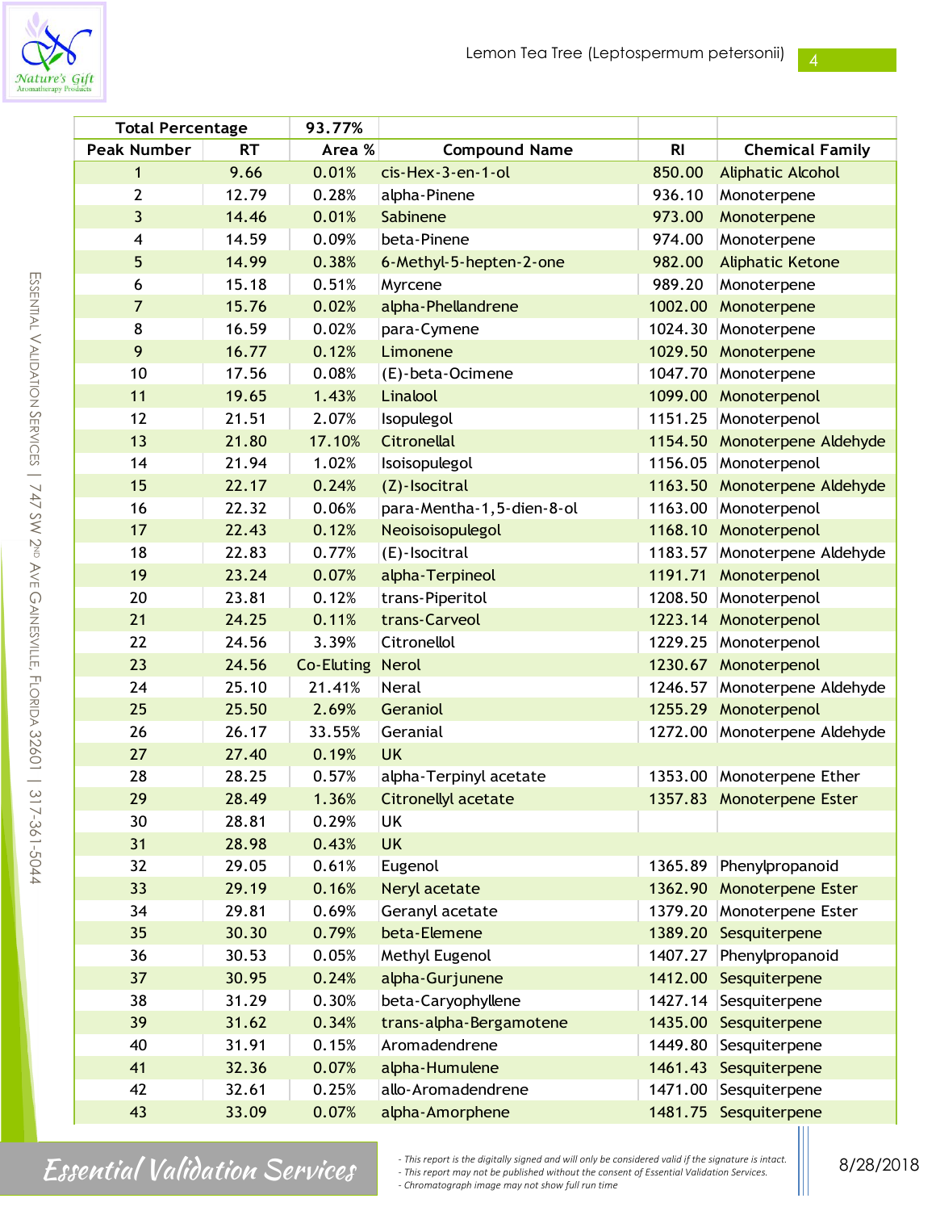| Total Percentage | | 93.77% | | | |
|---|---|---|---|---|---|
| **Peak Number** | **RT** | **Area %** | **Compound Name** | **RI** | **Chemical Family** |
| 1 | 9.66 | 0.01% | cis-Hex-3-en-1-ol | 850.00 | Aliphatic Alcohol |
| 2 | 12.79 | 0.28% | alpha-Pinene | 936.10 | Monoterpene |
| 3 | 14.46 | 0.01% | Sabinene | 973.00 | Monoterpene |
| 4 | 14.59 | 0.09% | beta-Pinene | 974.00 | Monoterpene |
| 5 | 14.99 | 0.38% | 6-Methyl-5-hepten-2-one | 982.00 | Aliphatic Ketone |
| 6 | 15.18 | 0.51% | Myrcene | 989.20 | Monoterpene |
| 7 | 15.76 | 0.02% | alpha-Phellandrene | 1002.00 | Monoterpene |
| 8 | 16.59 | 0.02% | para-Cymene | 1024.30 | Monoterpene |
| 9 | 16.77 | 0.12% | Limonene | 1029.50 | Monoterpene |
| 10 | 17.56 | 0.08% | (E)-beta-Ocimene | 1047.70 | Monoterpene |
| 11 | 19.65 | 1.43% | Linalool | 1099.00 | Monoterpenol |
| 12 | 21.51 | 2.07% | Isopulegol | 1151.25 | Monoterpenol |
| 13 | 21.80 | 17.10% | Citronellal | 1154.50 | Monoterpene Aldehyde |
| 14 | 21.94 | 1.02% | Isoisopulegol | 1156.05 | Monoterpenol |
| 15 | 22.17 | 0.24% | (Z)-Isocitral | 1163.50 | Monoterpene Aldehyde |
| 16 | 22.32 | 0.06% | para-Mentha-1,5-dien-8-ol | 1163.00 | Monoterpenol |
| 17 | 22.43 | 0.12% | Neoisoisopulegol | 1168.10 | Monoterpenol |
| 18 | 22.83 | 0.77% | (E)-Isocitral | 1183.57 | Monoterpene Aldehyde |
| 19 | 23.24 | 0.07% | alpha-Terpineol | 1191.71 | Monoterpenol |
| 20 | 23.81 | 0.12% | trans-Piperitol | 1208.50 | Monoterpenol |
| 21 | 24.25 | 0.11% | trans-Carveol | 1223.14 | Monoterpenol |
| 22 | 24.56 | 3.39% | Citronellol | 1229.25 | Monoterpenol |
| 23 | 24.56 | Co-Eluting | Nerol | 1230.67 | Monoterpenol |
| 24 | 25.10 | 21.41% | Neral | 1246.57 | Monoterpene Aldehyde |
| 25 | 25.50 | 2.69% | Geraniol | 1255.29 | Monoterpenol |
| 26 | 26.17 | 33.55% | Geranial | 1272.00 | Monoterpene Aldehyde |
| 27 | 27.40 | 0.19% | UK | | |
| 28 | 28.25 | 0.57% | alpha-Terpinyl acetate | 1353.00 | Monoterpene Ether |
| 29 | 28.49 | 1.36% | Citronellyl acetate | 1357.83 | Monoterpene Ester |
| 30 | 28.81 | 0.29% | UK | | |
| 31 | 28.98 | 0.43% | UK | | |
| 32 | 29.05 | 0.61% | Eugenol | 1365.89 | Phenylpropanoid |
| 33 | 29.19 | 0.16% | Neryl acetate | 1362.90 | Monoterpene Ester |
| 34 | 29.81 | 0.69% | Geranyl acetate | 1379.20 | Monoterpene Ester |
| 35 | 30.30 | 0.79% | beta-Elemene | 1389.20 | Sesquiterpene |
| 36 | 30.53 | 0.05% | Methyl Eugenol | 1407.27 | Phenylpropanoid |
| 37 | 30.95 | 0.24% | alpha-Gurjunene | 1412.00 | Sesquiterpene |
| 38 | 31.29 | 0.30% | beta-Caryophyllene | 1427.14 | Sesquiterpene |
| 39 | 31.62 | 0.34% | trans-alpha-Bergamotene | 1435.00 | Sesquiterpene |
| 40 | 31.91 | 0.15% | Aromadendrene | 1449.80 | Sesquiterpene |
| 41 | 32.36 | 0.07% | alpha-Humulene | 1461.43 | Sesquiterpene |
| 42 | 32.61 | 0.25% | allo-Aromadendrene | 1471.00 | Sesquiterpene |
| 43 | 33.09 | 0.07% | alpha-Amorphene | 1481.75 | Sesquiterpene |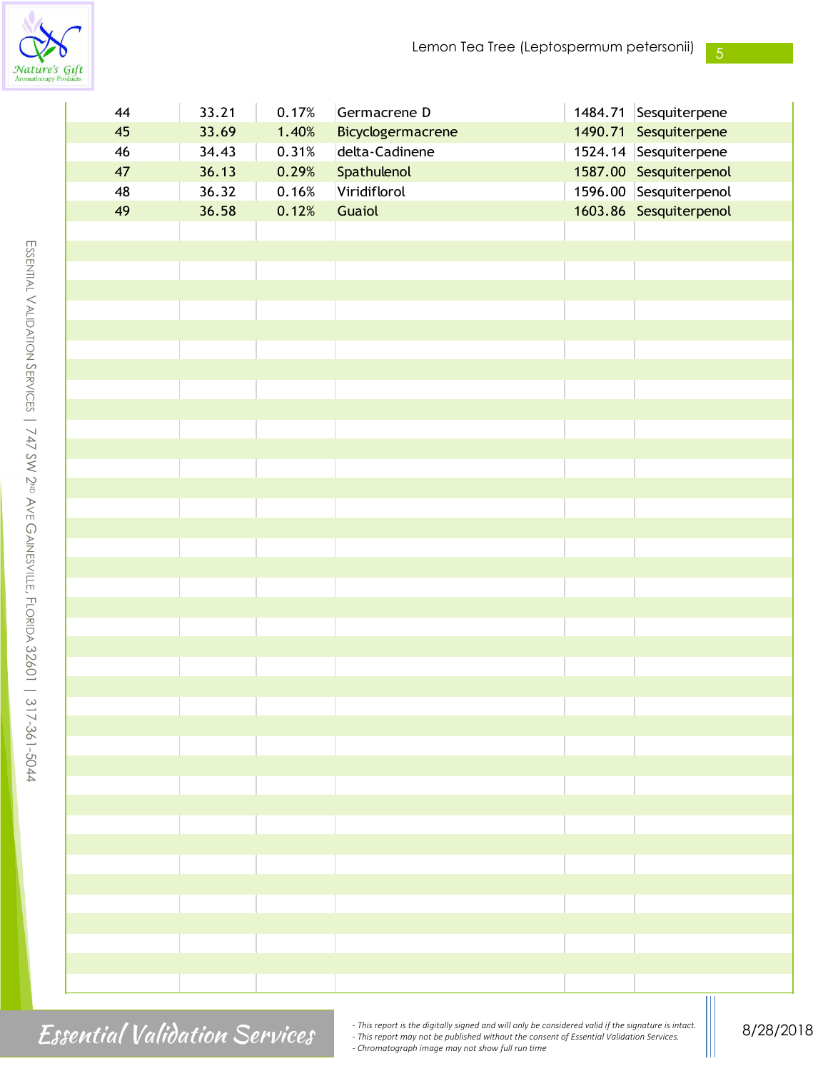| | | | | | |
|---|---|---|---|---|---|
| 44 | 33.21 | 0.17% | Germacrene D | 1484.71 | Sesquiterpene |
| 45 | 33.69 | 1.40% | Bicyclogermacrene | 1490.71 | Sesquiterpene |
| 46 | 34.43 | 0.31% | delta-Cadinene | 1524.14 | Sesquiterpene |
| 47 | 36.13 | 0.29% | Spathulenol | 1587.00 | Sesquiterpenol |
| 48 | 36.32 | 0.16% | Viridiflorol | 1596.00 | Sesquiterpenol |
| 49 | 36.58 | 0.12% | Guaiol | 1603.86 | Sesquiterpenol |

- This report is the digitally signed and will only be considered valid if the signature is intact.
- This report may not be published without the consent of Essential Validation Services.
- Chromatograph image may not show full run time

8/28/2018